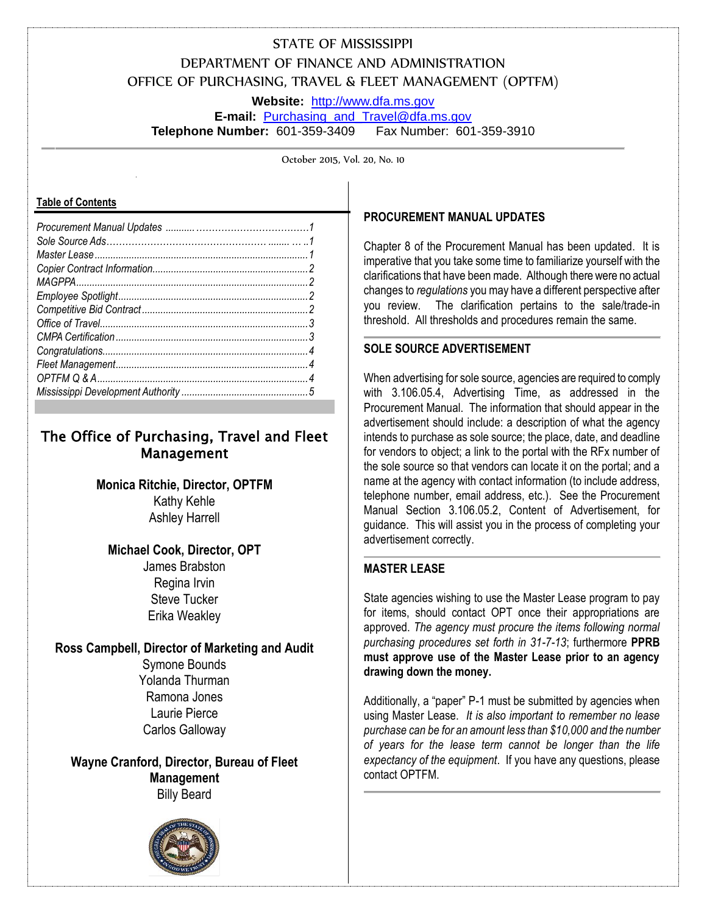# STATE OF MISSISSIPPI
## DEPARTMENT OF FINANCE AND ADMINISTRATION
## OFFICE OF PURCHASING, TRAVEL & FLEET MANAGEMENT (OPTFM)

**Website:** http://www.dfa.ms.gov
**E-mail:** Purchasing_and_Travel@dfa.ms.gov
**Telephone Number:** 601-359-3409 Fax Number: 601-359-3910

October 2015, Vol. 20, No. 10

**Table of Contents**

| | |
|---|---|
| *Procurement Manual Updates* | *1* |
| *Sole Source Ads* | *1* |
| *Master Lease* | *1* |
| *Copier Contract Information* | *2* |
| *MAGPPA* | *2* |
| *Employee Spotlight* | *2* |
| *Competitive Bid Contract* | *2* |
| *Office of Travel* | *3* |
| *CMPA Certification* | *3* |
| *Congratulations* | *4* |
| *Fleet Management* | *4* |
| *OPTFM Q & A* | *4* |
| *Mississippi Development Authority* | *5* |

## The Office of Purchasing, Travel and Fleet Management

**Monica Ritchie, Director, OPTFM**
Kathy Kehle
Ashley Harrell

**Michael Cook, Director, OPT**
James Brabston
Regina Irvin
Steve Tucker
Erika Weakley

**Ross Campbell, Director of Marketing and Audit**
Symone Bounds
Yolanda Thurman
Ramona Jones
Laurie Pierce
Carlos Galloway

**Wayne Cranford, Director, Bureau of Fleet Management**
Billy Beard

### PROCUREMENT MANUAL UPDATES

Chapter 8 of the Procurement Manual has been updated. It is imperative that you take some time to familiarize yourself with the clarifications that have been made. Although there were no actual changes to *regulations* you may have a different perspective after you review. The clarification pertains to the sale/trade-in threshold. All thresholds and procedures remain the same.

### SOLE SOURCE ADVERTISEMENT

When advertising for sole source, agencies are required to comply with 3.106.05.4, Advertising Time, as addressed in the Procurement Manual. The information that should appear in the advertisement should include: a description of what the agency intends to purchase as sole source; the place, date, and deadline for vendors to object; a link to the portal with the RFx number of the sole source so that vendors can locate it on the portal; and a name at the agency with contact information (to include address, telephone number, email address, etc.). See the Procurement Manual Section 3.106.05.2, Content of Advertisement, for guidance. This will assist you in the process of completing your advertisement correctly.

### MASTER LEASE

State agencies wishing to use the Master Lease program to pay for items, should contact OPT once their appropriations are approved. *The agency must procure the items following normal purchasing procedures set forth in 31-7-13*; furthermore **PPRB must approve use of the Master Lease prior to an agency drawing down the money.**

Additionally, a "paper" P-1 must be submitted by agencies when using Master Lease. *It is also important to remember no lease purchase can be for an amount less than $10,000 and the number of years for the lease term cannot be longer than the life expectancy of the equipment*. If you have any questions, please contact OPTFM.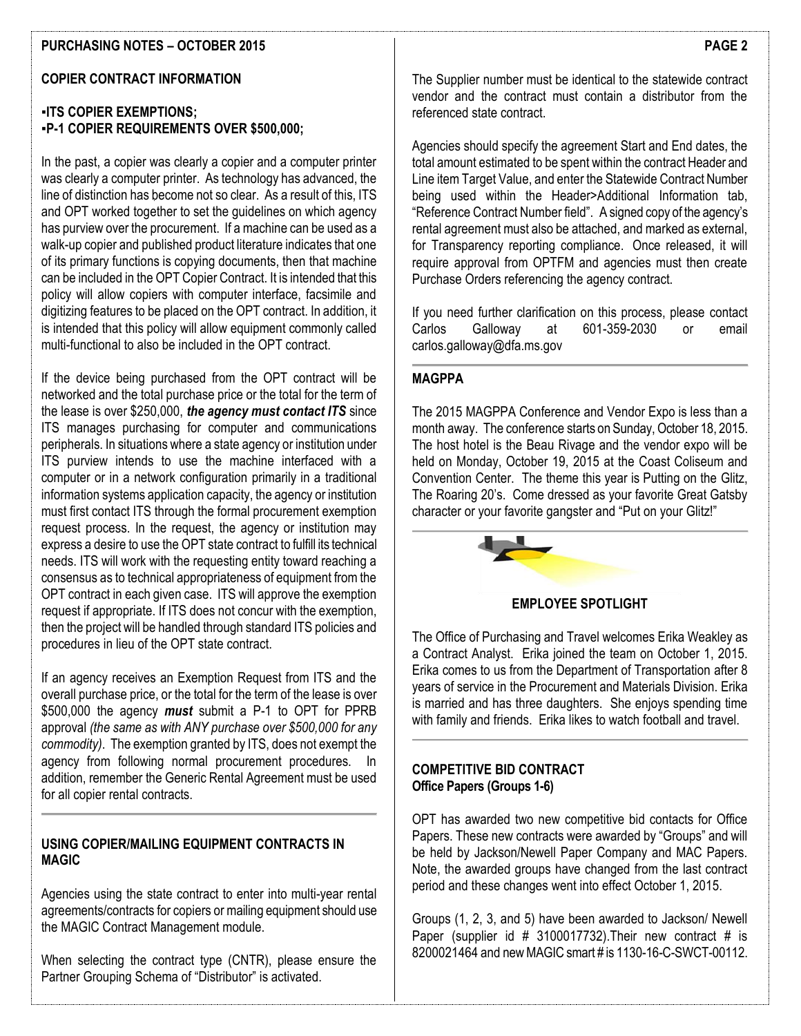## COPIER CONTRACT INFORMATION

**▪ITS COPIER EXEMPTIONS;**
**▪P-1 COPIER REQUIREMENTS OVER $500,000;**

In the past, a copier was clearly a copier and a computer printer was clearly a computer printer. As technology has advanced, the line of distinction has become not so clear. As a result of this, ITS and OPT worked together to set the guidelines on which agency has purview over the procurement. If a machine can be used as a walk-up copier and published product literature indicates that one of its primary functions is copying documents, then that machine can be included in the OPT Copier Contract. It is intended that this policy will allow copiers with computer interface, facsimile and digitizing features to be placed on the OPT contract. In addition, it is intended that this policy will allow equipment commonly called multi-functional to also be included in the OPT contract.

If the device being purchased from the OPT contract will be networked and the total purchase price or the total for the term of the lease is over $250,000, ***the agency must contact ITS*** since ITS manages purchasing for computer and communications peripherals. In situations where a state agency or institution under ITS purview intends to use the machine interfaced with a computer or in a network configuration primarily in a traditional information systems application capacity, the agency or institution must first contact ITS through the formal procurement exemption request process. In the request, the agency or institution may express a desire to use the OPT state contract to fulfill its technical needs. ITS will work with the requesting entity toward reaching a consensus as to technical appropriateness of equipment from the OPT contract in each given case. ITS will approve the exemption request if appropriate. If ITS does not concur with the exemption, then the project will be handled through standard ITS policies and procedures in lieu of the OPT state contract.

If an agency receives an Exemption Request from ITS and the overall purchase price, or the total for the term of the lease is over $500,000 the agency ***must*** submit a P-1 to OPT for PPRB approval *(the same as with ANY purchase over $500,000 for any commodity)*. The exemption granted by ITS, does not exempt the agency from following normal procurement procedures. In addition, remember the Generic Rental Agreement must be used for all copier rental contracts.

## USING COPIER/MAILING EQUIPMENT CONTRACTS IN MAGIC

Agencies using the state contract to enter into multi-year rental agreements/contracts for copiers or mailing equipment should use the MAGIC Contract Management module.

When selecting the contract type (CNTR), please ensure the Partner Grouping Schema of "Distributor" is activated.

The Supplier number must be identical to the statewide contract vendor and the contract must contain a distributor from the referenced state contract.

Agencies should specify the agreement Start and End dates, the total amount estimated to be spent within the contract Header and Line item Target Value, and enter the Statewide Contract Number being used within the Header>Additional Information tab, "Reference Contract Number field". A signed copy of the agency's rental agreement must also be attached, and marked as external, for Transparency reporting compliance. Once released, it will require approval from OPTFM and agencies must then create Purchase Orders referencing the agency contract.

If you need further clarification on this process, please contact Carlos Galloway at 601-359-2030 or email carlos.galloway@dfa.ms.gov

## MAGPPA

The 2015 MAGPPA Conference and Vendor Expo is less than a month away. The conference starts on Sunday, October 18, 2015. The host hotel is the Beau Rivage and the vendor expo will be held on Monday, October 19, 2015 at the Coast Coliseum and Convention Center. The theme this year is Putting on the Glitz, The Roaring 20's. Come dressed as your favorite Great Gatsby character or your favorite gangster and "Put on your Glitz!"

## EMPLOYEE SPOTLIGHT

The Office of Purchasing and Travel welcomes Erika Weakley as a Contract Analyst. Erika joined the team on October 1, 2015. Erika comes to us from the Department of Transportation after 8 years of service in the Procurement and Materials Division. Erika is married and has three daughters. She enjoys spending time with family and friends. Erika likes to watch football and travel.

## COMPETITIVE BID CONTRACT
**Office Papers (Groups 1-6)**

OPT has awarded two new competitive bid contacts for Office Papers. These new contracts were awarded by "Groups" and will be held by Jackson/Newell Paper Company and MAC Papers. Note, the awarded groups have changed from the last contract period and these changes went into effect October 1, 2015.

Groups (1, 2, 3, and 5) have been awarded to Jackson/ Newell Paper (supplier id # 3100017732).Their new contract # is 8200021464 and new MAGIC smart # is 1130-16-C-SWCT-00112.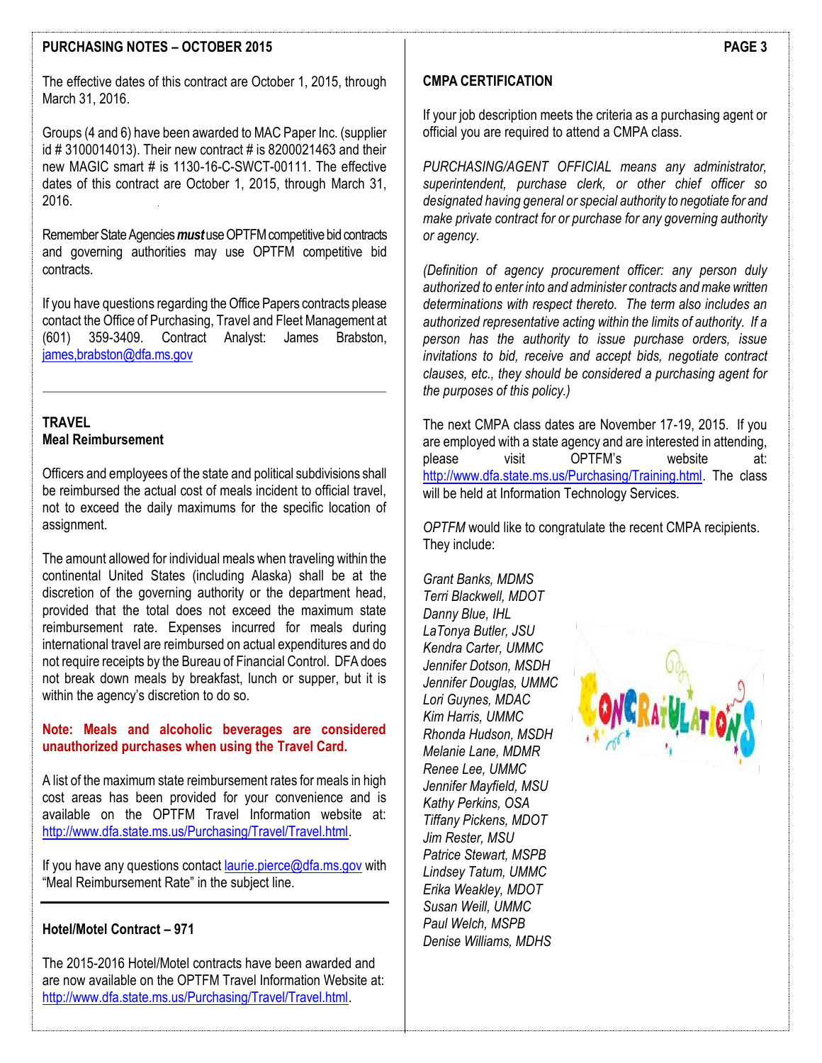The effective dates of this contract are October 1, 2015, through March 31, 2016.

Groups (4 and 6) have been awarded to MAC Paper Inc. (supplier id # 3100014013). Their new contract # is 8200021463 and their new MAGIC smart # is 1130-16-C-SWCT-00111. The effective dates of this contract are October 1, 2015, through March 31, 2016.

Remember State Agencies ***must*** use OPTFM competitive bid contracts and governing authorities may use OPTFM competitive bid contracts.

If you have questions regarding the Office Papers contracts please contact the Office of Purchasing, Travel and Fleet Management at (601) 359-3409. Contract Analyst: James Brabston, james,brabston@dfa.ms.gov

---

## TRAVEL

### Meal Reimbursement

Officers and employees of the state and political subdivisions shall be reimbursed the actual cost of meals incident to official travel, not to exceed the daily maximums for the specific location of assignment.

The amount allowed for individual meals when traveling within the continental United States (including Alaska) shall be at the discretion of the governing authority or the department head, provided that the total does not exceed the maximum state reimbursement rate. Expenses incurred for meals during international travel are reimbursed on actual expenditures and do not require receipts by the Bureau of Financial Control. DFA does not break down meals by breakfast, lunch or supper, but it is within the agency's discretion to do so.

**Note: Meals and alcoholic beverages are considered unauthorized purchases when using the Travel Card.**

A list of the maximum state reimbursement rates for meals in high cost areas has been provided for your convenience and is available on the OPTFM Travel Information website at: http://www.dfa.state.ms.us/Purchasing/Travel/Travel.html.

If you have any questions contact laurie.pierce@dfa.ms.gov with "Meal Reimbursement Rate" in the subject line.

---

### Hotel/Motel Contract – 971

The 2015-2016 Hotel/Motel contracts have been awarded and are now available on the OPTFM Travel Information Website at: http://www.dfa.state.ms.us/Purchasing/Travel/Travel.html.

## CMPA CERTIFICATION

If your job description meets the criteria as a purchasing agent or official you are required to attend a CMPA class.

*PURCHASING/AGENT OFFICIAL means any administrator, superintendent, purchase clerk, or other chief officer so designated having general or special authority to negotiate for and make private contract for or purchase for any governing authority or agency.*

*(Definition of agency procurement officer: any person duly authorized to enter into and administer contracts and make written determinations with respect thereto. The term also includes an authorized representative acting within the limits of authority. If a person has the authority to issue purchase orders, issue invitations to bid, receive and accept bids, negotiate contract clauses, etc., they should be considered a purchasing agent for the purposes of this policy.)*

The next CMPA class dates are November 17-19, 2015. If you are employed with a state agency and are interested in attending, please visit OPTFM's website at: http://www.dfa.state.ms.us/Purchasing/Training.html. The class will be held at Information Technology Services.

*OPTFM* would like to congratulate the recent CMPA recipients. They include:

*Grant Banks, MDMS*
*Terri Blackwell, MDOT*
*Danny Blue, IHL*
*LaTonya Butler, JSU*
*Kendra Carter, UMMC*
*Jennifer Dotson, MSDH*
*Jennifer Douglas, UMMC*
*Lori Guynes, MDAC*
*Kim Harris, UMMC*
*Rhonda Hudson, MSDH*
*Melanie Lane, MDMR*
*Renee Lee, UMMC*
*Jennifer Mayfield, MSU*
*Kathy Perkins, OSA*
*Tiffany Pickens, MDOT*
*Jim Rester, MSU*
*Patrice Stewart, MSPB*
*Lindsey Tatum, UMMC*
*Erika Weakley, MDOT*
*Susan Weill, UMMC*
*Paul Welch, MSPB*
*Denise Williams, MDHS*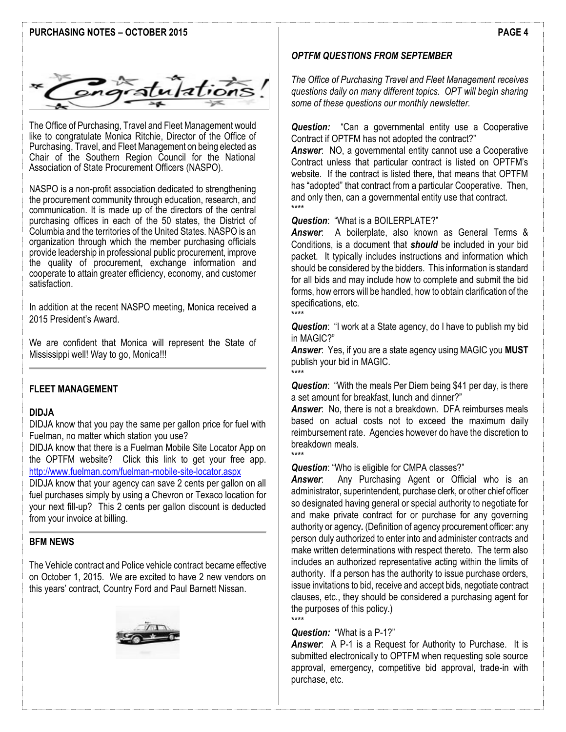Congratulations!

The Office of Purchasing, Travel and Fleet Management would like to congratulate Monica Ritchie, Director of the Office of Purchasing, Travel, and Fleet Management on being elected as Chair of the Southern Region Council for the National Association of State Procurement Officers (NASPO).

NASPO is a non-profit association dedicated to strengthening the procurement community through education, research, and communication. It is made up of the directors of the central purchasing offices in each of the 50 states, the District of Columbia and the territories of the United States. NASPO is an organization through which the member purchasing officials provide leadership in professional public procurement, improve the quality of procurement, exchange information and cooperate to attain greater efficiency, economy, and customer satisfaction.

In addition at the recent NASPO meeting, Monica received a 2015 President's Award.

We are confident that Monica will represent the State of Mississippi well! Way to go, Monica!!!

## FLEET MANAGEMENT

### DIDJA

DIDJA know that you pay the same per gallon price for fuel with Fuelman, no matter which station you use?

DIDJA know that there is a Fuelman Mobile Site Locator App on the OPTFM website? Click this link to get your free app. http://www.fuelman.com/fuelman-mobile-site-locator.aspx

DIDJA know that your agency can save 2 cents per gallon on all fuel purchases simply by using a Chevron or Texaco location for your next fill-up? This 2 cents per gallon discount is deducted from your invoice at billing.

## BFM NEWS

The Vehicle contract and Police vehicle contract became effective on October 1, 2015. We are excited to have 2 new vendors on this years' contract, Country Ford and Paul Barnett Nissan.

## *OPTFM QUESTIONS FROM SEPTEMBER*

*The Office of Purchasing Travel and Fleet Management receives questions daily on many different topics. OPT will begin sharing some of these questions our monthly newsletter.*

***Question:*** "Can a governmental entity use a Cooperative Contract if OPTFM has not adopted the contract?"

***Answer***: NO, a governmental entity cannot use a Cooperative Contract unless that particular contract is listed on OPTFM's website. If the contract is listed there, that means that OPTFM has "adopted" that contract from a particular Cooperative. Then, and only then, can a governmental entity use that contract.

****

***Question***: "What is a BOILERPLATE?"

***Answer***: A boilerplate, also known as General Terms & Conditions, is a document that ***should*** be included in your bid packet. It typically includes instructions and information which should be considered by the bidders. This information is standard for all bids and may include how to complete and submit the bid forms, how errors will be handled, how to obtain clarification of the specifications, etc.

****

***Question***: "I work at a State agency, do I have to publish my bid in MAGIC?"

***Answer***: Yes, if you are a state agency using MAGIC you **MUST** publish your bid in MAGIC.

****

***Question***: "With the meals Per Diem being $41 per day, is there a set amount for breakfast, lunch and dinner?"

***Answer***: No, there is not a breakdown. DFA reimburses meals based on actual costs not to exceed the maximum daily reimbursement rate. Agencies however do have the discretion to breakdown meals.

****

***Question***: "Who is eligible for CMPA classes?"

***Answer***: Any Purchasing Agent or Official who is an administrator, superintendent, purchase clerk, or other chief officer so designated having general or special authority to negotiate for and make private contract for or purchase for any governing authority or agency**.** (Definition of agency procurement officer: any person duly authorized to enter into and administer contracts and make written determinations with respect thereto. The term also includes an authorized representative acting within the limits of authority. If a person has the authority to issue purchase orders, issue invitations to bid, receive and accept bids, negotiate contract clauses, etc., they should be considered a purchasing agent for the purposes of this policy.)

****

***Question:*** "What is a P-1?"

***Answer***: A P-1 is a Request for Authority to Purchase. It is submitted electronically to OPTFM when requesting sole source approval, emergency, competitive bid approval, trade-in with purchase, etc.